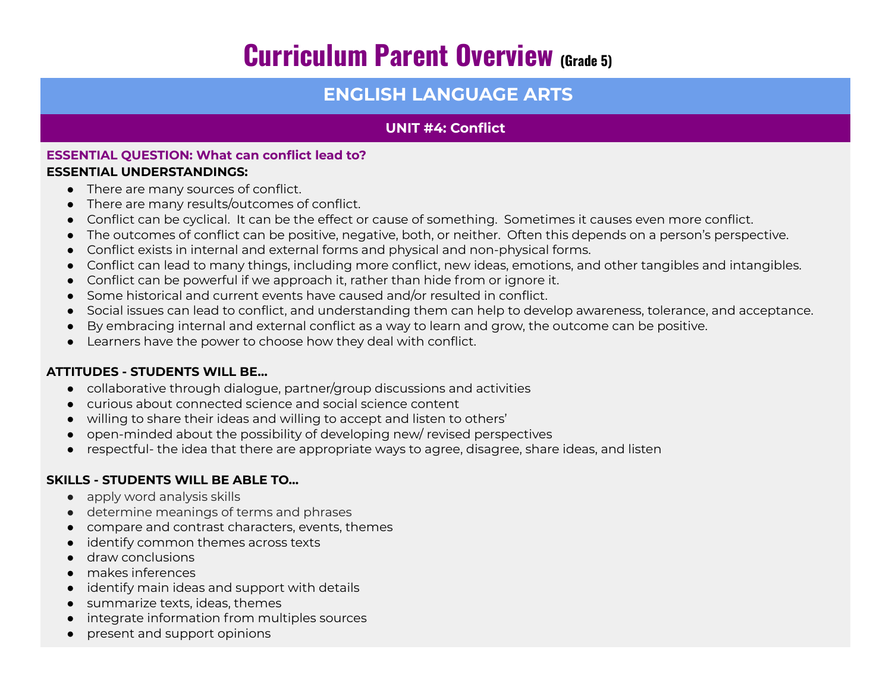# Curriculum Parent Overview (Grade 5)

## ENGLISH LANGUAGE ARTS

### UNIT #4: Conflict

**ESSENTIAL QUESTION: What can conflict lead to?**

**ESSENTIAL UNDERSTANDINGS:**

- There are many sources of conflict.
- There are many results/outcomes of conflict.
- Conflict can be cyclical. It can be the effect or cause of something. Sometimes it causes even more conflict.
- The outcomes of conflict can be positive, negative, both, or neither. Often this depends on a person's perspective.
- Conflict exists in internal and external forms and physical and non-physical forms.
- Conflict can lead to many things, including more conflict, new ideas, emotions, and other tangibles and intangibles.
- Conflict can be powerful if we approach it, rather than hide from or ignore it.
- Some historical and current events have caused and/or resulted in conflict.
- Social issues can lead to conflict, and understanding them can help to develop awareness, tolerance, and acceptance.
- By embracing internal and external conflict as a way to learn and grow, the outcome can be positive.
- Learners have the power to choose how they deal with conflict.

**ATTITUDES - STUDENTS WILL BE...**

- collaborative through dialogue, partner/group discussions and activities
- curious about connected science and social science content
- willing to share their ideas and willing to accept and listen to others'
- open-minded about the possibility of developing new/ revised perspectives
- respectful- the idea that there are appropriate ways to agree, disagree, share ideas, and listen

**SKILLS - STUDENTS WILL BE ABLE TO...**

- apply word analysis skills
- determine meanings of terms and phrases
- compare and contrast characters, events, themes
- identify common themes across texts
- draw conclusions
- makes inferences
- identify main ideas and support with details
- summarize texts, ideas, themes
- integrate information from multiples sources
- present and support opinions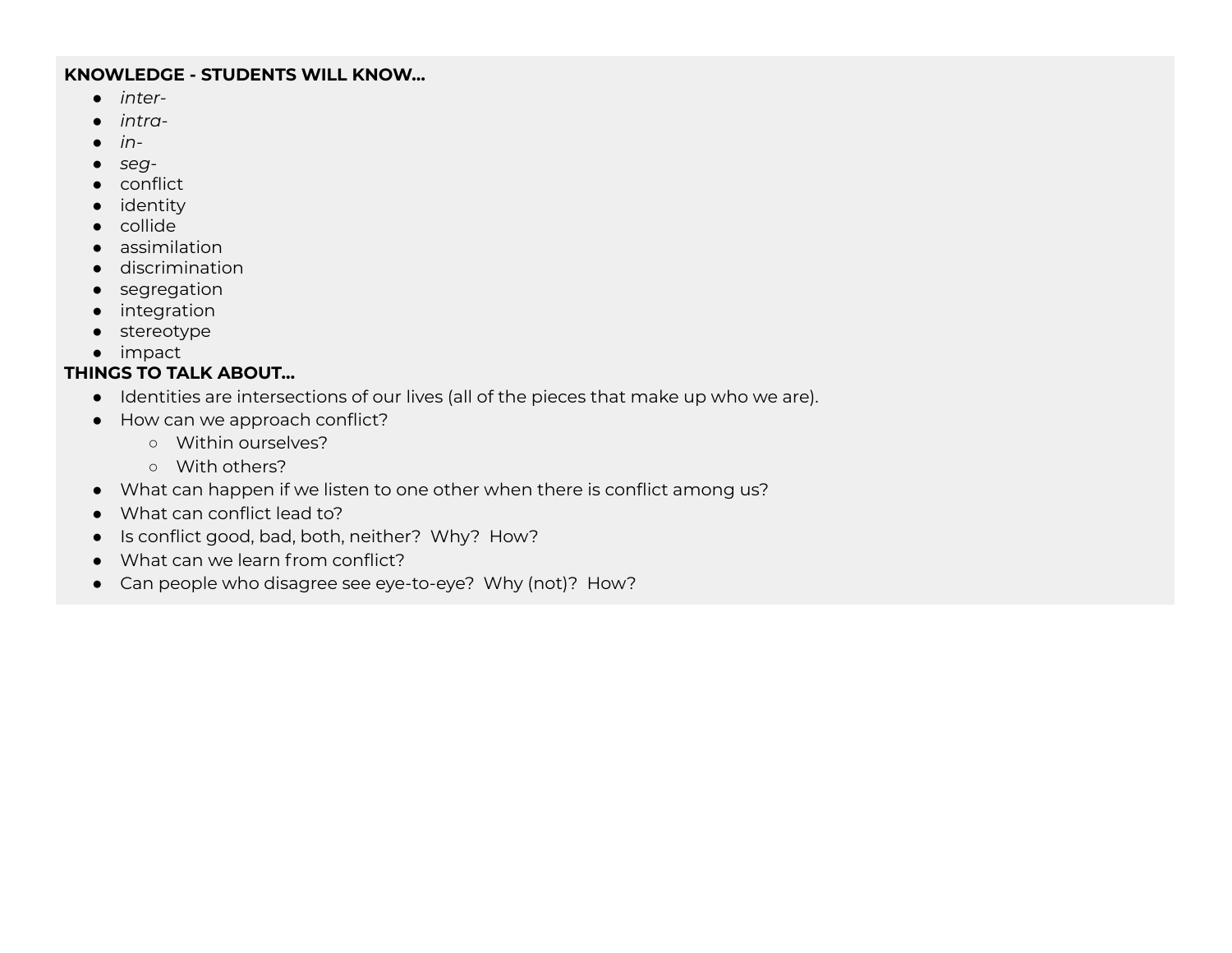**KNOWLEDGE - STUDENTS WILL KNOW…**

- *inter-*
- *intra-*
- *in-*
- *seg-*
- conflict
- identity
- collide
- assimilation
- discrimination
- segregation
- integration
- stereotype
- impact

**THINGS TO TALK ABOUT…**

- Identities are intersections of our lives (all of the pieces that make up who we are).
- How can we approach conflict?
  - Within ourselves?
  - With others?
- What can happen if we listen to one other when there is conflict among us?
- What can conflict lead to?
- Is conflict good, bad, both, neither? Why? How?
- What can we learn from conflict?
- Can people who disagree see eye-to-eye? Why (not)? How?